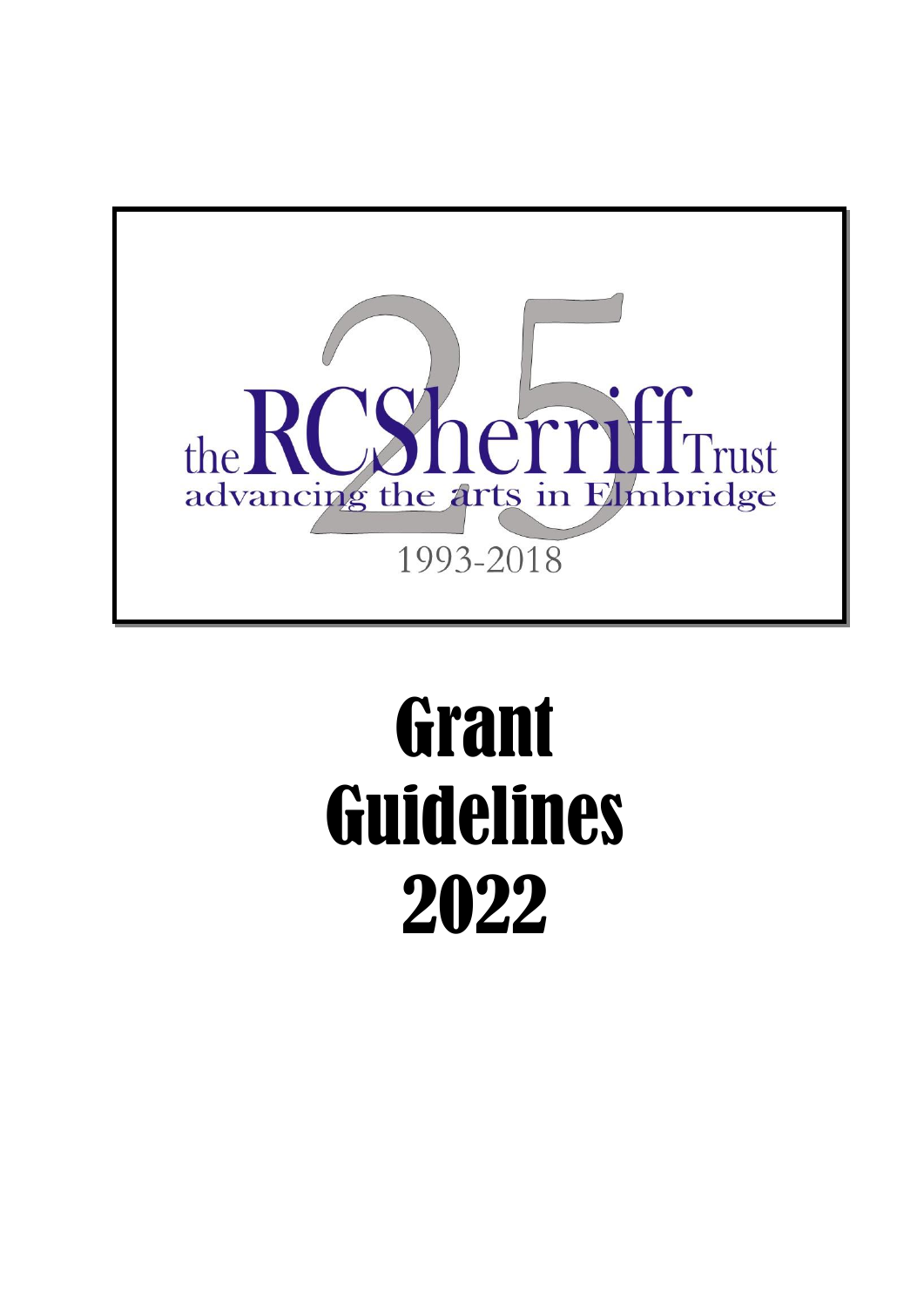the RC Sherriff Trust

advancing the arts in Elmbridge

1993-2018

# Grant Guidelines 2022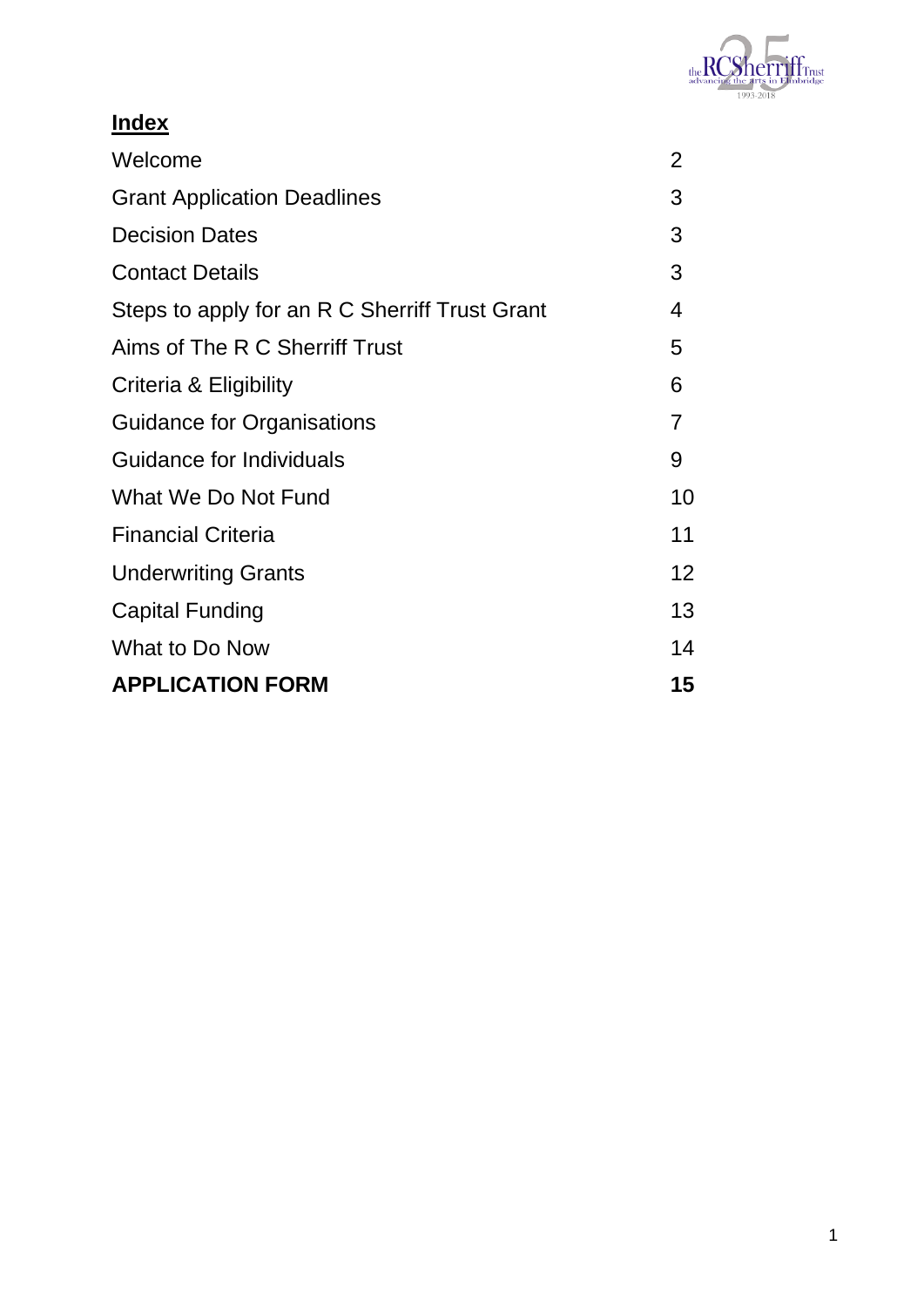## Index

| | |
|---|---|
| Welcome | 2 |
| Grant Application Deadlines | 3 |
| Decision Dates | 3 |
| Contact Details | 3 |
| Steps to apply for an R C Sherriff Trust Grant | 4 |
| Aims of The R C Sherriff Trust | 5 |
| Criteria & Eligibility | 6 |
| Guidance for Organisations | 7 |
| Guidance for Individuals | 9 |
| What We Do Not Fund | 10 |
| Financial Criteria | 11 |
| Underwriting Grants | 12 |
| Capital Funding | 13 |
| What to Do Now | 14 |
| **APPLICATION FORM** | **15** |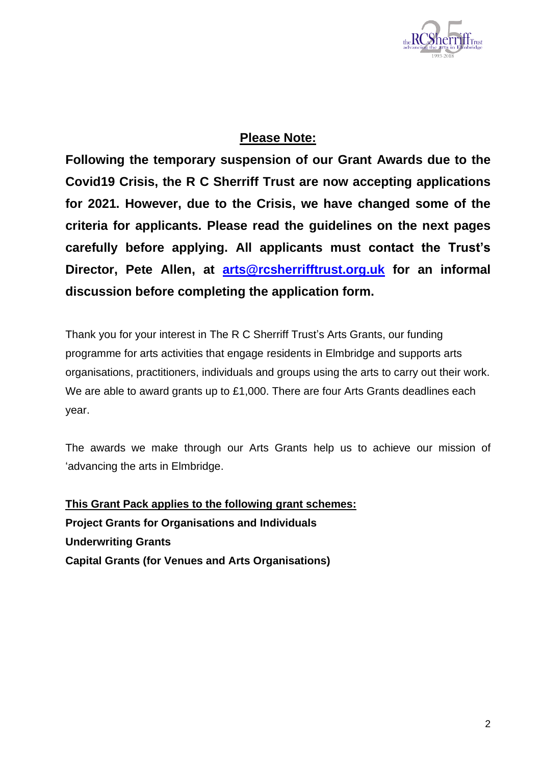## Please Note:

**Following the temporary suspension of our Grant Awards due to the Covid19 Crisis, the R C Sherriff Trust are now accepting applications for 2021. However, due to the Crisis, we have changed some of the criteria for applicants. Please read the guidelines on the next pages carefully before applying. All applicants must contact the Trust's Director, Pete Allen, at [arts@rcsherrifftrust.org.uk](mailto:arts@rcsherrifftrust.org.uk) for an informal discussion before completing the application form.**

Thank you for your interest in The R C Sherriff Trust's Arts Grants, our funding programme for arts activities that engage residents in Elmbridge and supports arts organisations, practitioners, individuals and groups using the arts to carry out their work. We are able to award grants up to £1,000. There are four Arts Grants deadlines each year.

The awards we make through our Arts Grants help us to achieve our mission of 'advancing the arts in Elmbridge.

**This Grant Pack applies to the following grant schemes:**

**Project Grants for Organisations and Individuals**

**Underwriting Grants**

**Capital Grants (for Venues and Arts Organisations)**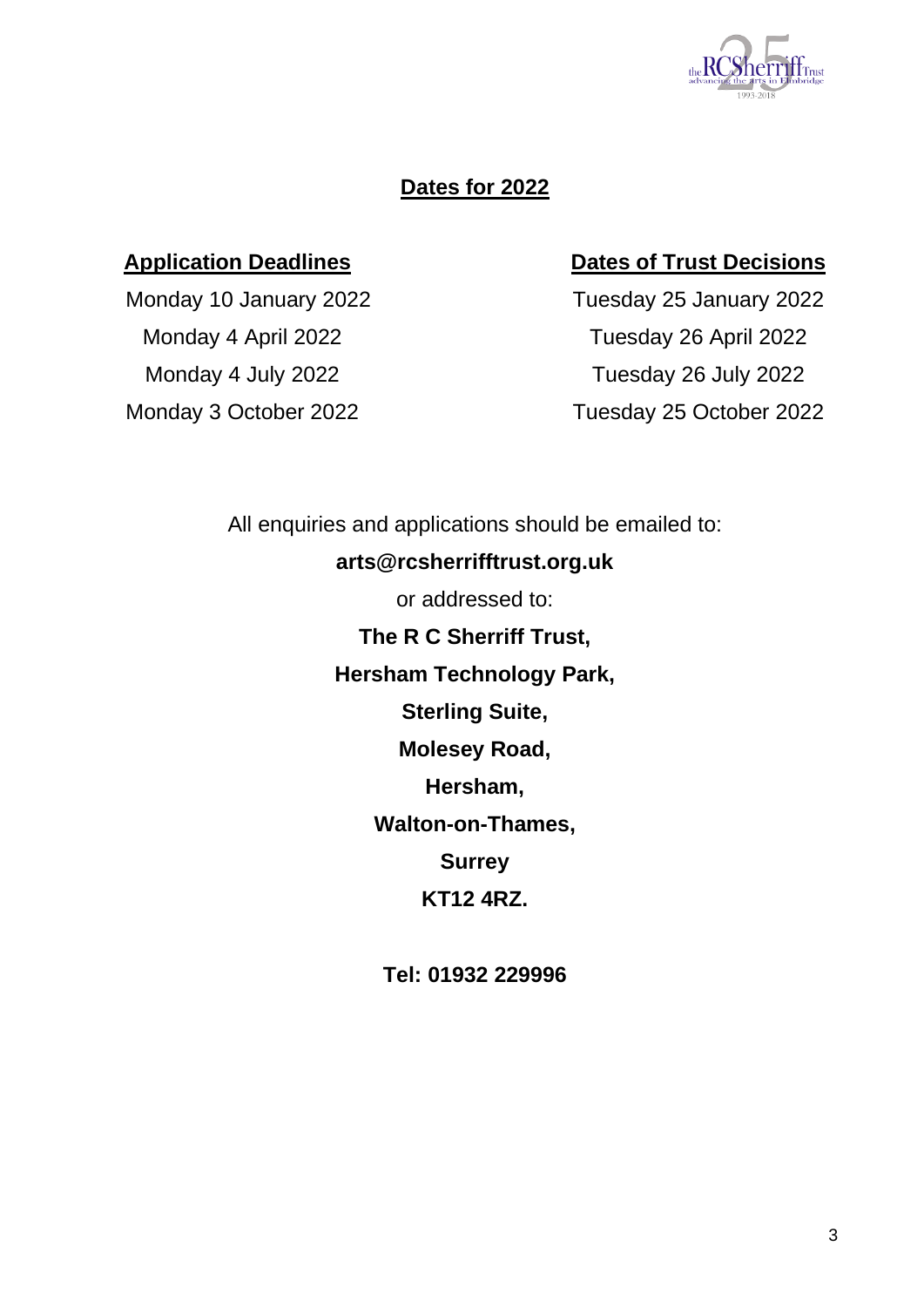## Dates for 2022

| Application Deadlines | Dates of Trust Decisions |
| --- | --- |
| Monday 10 January 2022 | Tuesday 25 January 2022 |
| Monday 4 April 2022 | Tuesday 26 April 2022 |
| Monday 4 July 2022 | Tuesday 26 July 2022 |
| Monday 3 October 2022 | Tuesday 25 October 2022 |

All enquiries and applications should be emailed to:

**arts@rcsherrifftrust.org.uk**

or addressed to:

**The R C Sherriff Trust,**
**Hersham Technology Park,**
**Sterling Suite,**
**Molesey Road,**
**Hersham,**
**Walton-on-Thames,**
**Surrey**
**KT12 4RZ.**

**Tel: 01932 229996**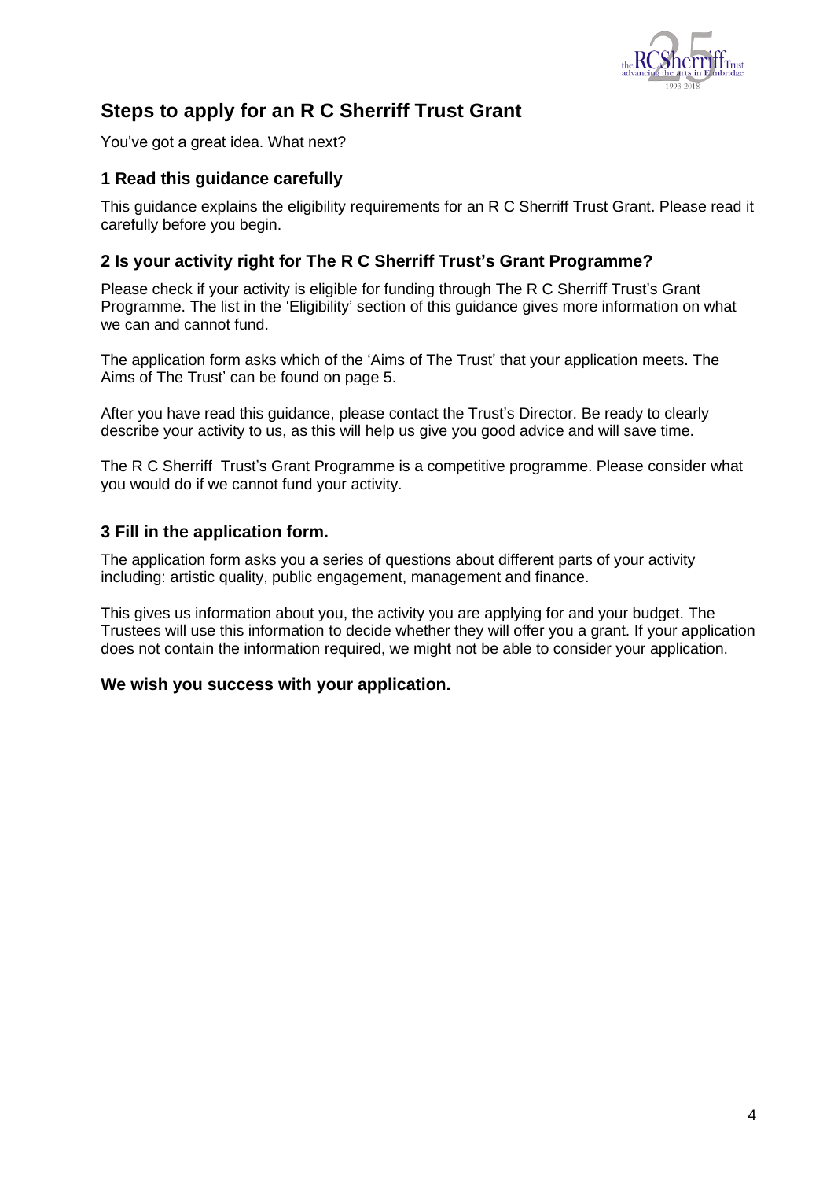## Steps to apply for an R C Sherriff Trust Grant

You've got a great idea. What next?

### 1 Read this guidance carefully

This guidance explains the eligibility requirements for an R C Sherriff Trust Grant. Please read it carefully before you begin.

### 2 Is your activity right for The R C Sherriff Trust's Grant Programme?

Please check if your activity is eligible for funding through The R C Sherriff Trust's Grant Programme. The list in the 'Eligibility' section of this guidance gives more information on what we can and cannot fund.

The application form asks which of the 'Aims of The Trust' that your application meets. The Aims of The Trust' can be found on page 5.

After you have read this guidance, please contact the Trust's Director. Be ready to clearly describe your activity to us, as this will help us give you good advice and will save time.

The R C Sherriff Trust's Grant Programme is a competitive programme. Please consider what you would do if we cannot fund your activity.

### 3 Fill in the application form.

The application form asks you a series of questions about different parts of your activity including: artistic quality, public engagement, management and finance.

This gives us information about you, the activity you are applying for and your budget. The Trustees will use this information to decide whether they will offer you a grant. If your application does not contain the information required, we might not be able to consider your application.

**We wish you success with your application.**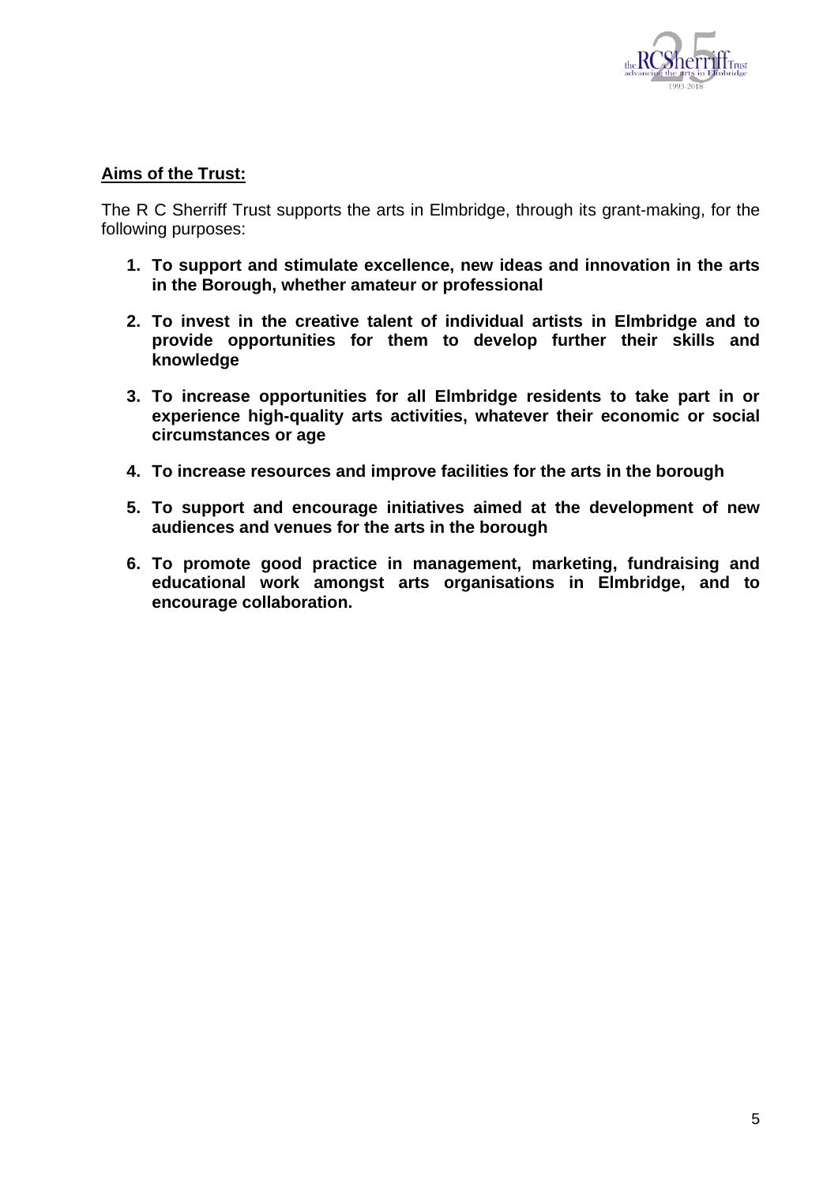**Aims of the Trust:**

The R C Sherriff Trust supports the arts in Elmbridge, through its grant-making, for the following purposes:

1. **To support and stimulate excellence, new ideas and innovation in the arts in the Borough, whether amateur or professional**

2. **To invest in the creative talent of individual artists in Elmbridge and to provide opportunities for them to develop further their skills and knowledge**

3. **To increase opportunities for all Elmbridge residents to take part in or experience high-quality arts activities, whatever their economic or social circumstances or age**

4. **To increase resources and improve facilities for the arts in the borough**

5. **To support and encourage initiatives aimed at the development of new audiences and venues for the arts in the borough**

6. **To promote good practice in management, marketing, fundraising and educational work amongst arts organisations in Elmbridge, and to encourage collaboration.**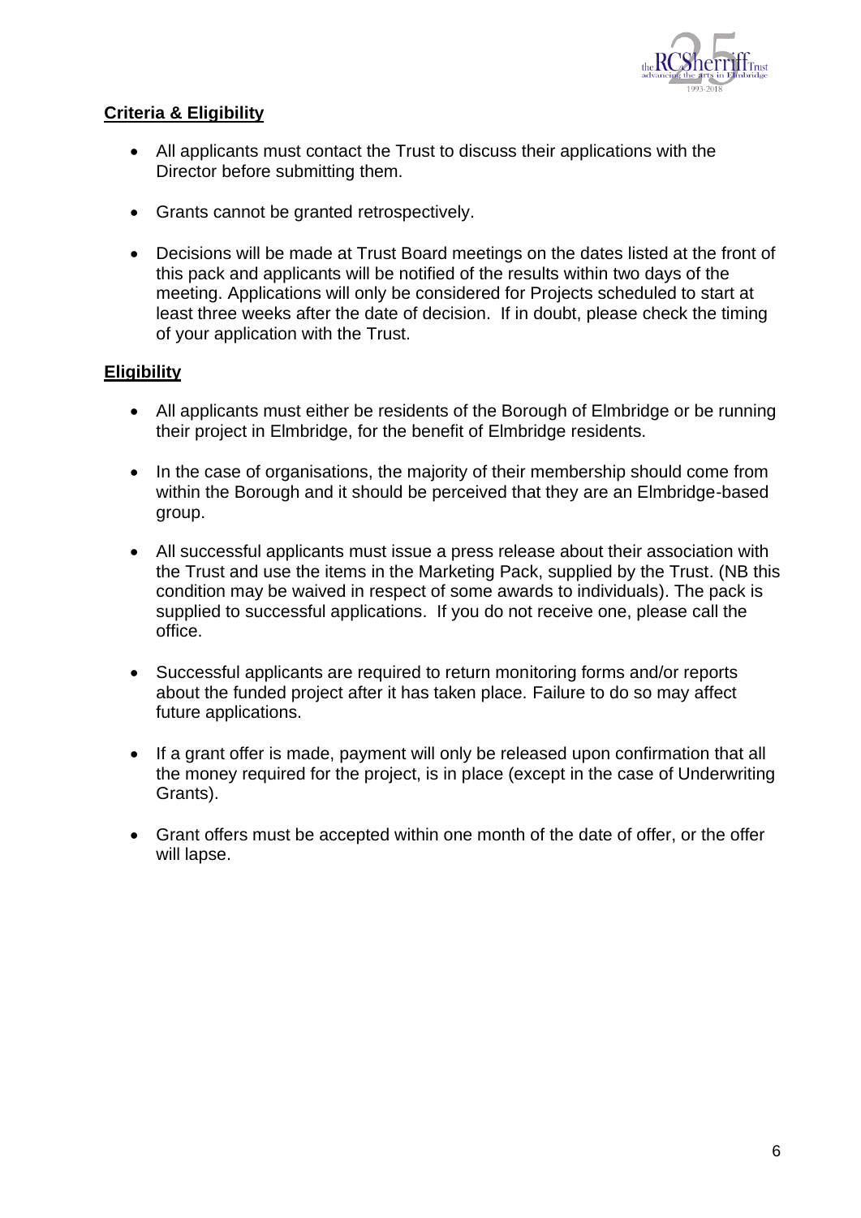## Criteria & Eligibility

- All applicants must contact the Trust to discuss their applications with the Director before submitting them.
- Grants cannot be granted retrospectively.
- Decisions will be made at Trust Board meetings on the dates listed at the front of this pack and applicants will be notified of the results within two days of the meeting. Applications will only be considered for Projects scheduled to start at least three weeks after the date of decision. If in doubt, please check the timing of your application with the Trust.

## Eligibility

- All applicants must either be residents of the Borough of Elmbridge or be running their project in Elmbridge, for the benefit of Elmbridge residents.
- In the case of organisations, the majority of their membership should come from within the Borough and it should be perceived that they are an Elmbridge-based group.
- All successful applicants must issue a press release about their association with the Trust and use the items in the Marketing Pack, supplied by the Trust. (NB this condition may be waived in respect of some awards to individuals). The pack is supplied to successful applications. If you do not receive one, please call the office.
- Successful applicants are required to return monitoring forms and/or reports about the funded project after it has taken place. Failure to do so may affect future applications.
- If a grant offer is made, payment will only be released upon confirmation that all the money required for the project, is in place (except in the case of Underwriting Grants).
- Grant offers must be accepted within one month of the date of offer, or the offer will lapse.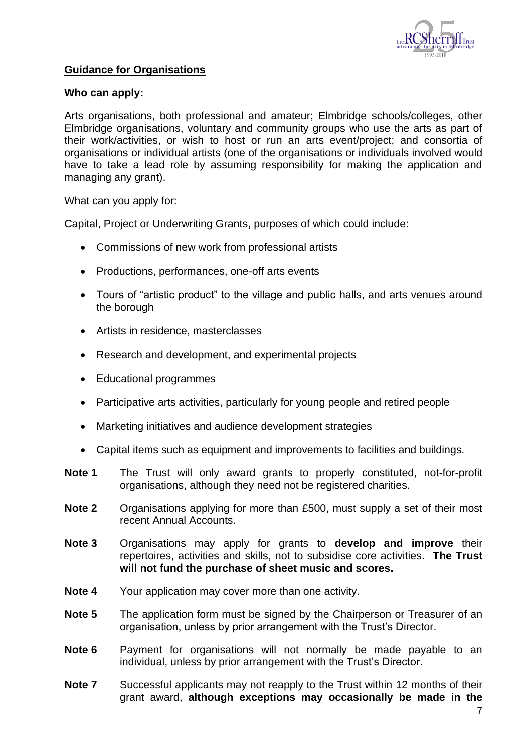## **Guidance for Organisations**

**Who can apply:**

Arts organisations, both professional and amateur; Elmbridge schools/colleges, other Elmbridge organisations, voluntary and community groups who use the arts as part of their work/activities, or wish to host or run an arts event/project; and consortia of organisations or individual artists (one of the organisations or individuals involved would have to take a lead role by assuming responsibility for making the application and managing any grant).

What can you apply for:

Capital, Project or Underwriting Grants**,** purposes of which could include:

- Commissions of new work from professional artists
- Productions, performances, one-off arts events
- Tours of "artistic product" to the village and public halls, and arts venues around the borough
- Artists in residence, masterclasses
- Research and development, and experimental projects
- Educational programmes
- Participative arts activities, particularly for young people and retired people
- Marketing initiatives and audience development strategies
- Capital items such as equipment and improvements to facilities and buildings.

**Note 1** The Trust will only award grants to properly constituted, not-for-profit organisations, although they need not be registered charities.

**Note 2** Organisations applying for more than £500, must supply a set of their most recent Annual Accounts.

**Note 3** Organisations may apply for grants to **develop and improve** their repertoires, activities and skills, not to subsidise core activities. **The Trust will not fund the purchase of sheet music and scores.**

**Note 4** Your application may cover more than one activity.

**Note 5** The application form must be signed by the Chairperson or Treasurer of an organisation, unless by prior arrangement with the Trust's Director.

**Note 6** Payment for organisations will not normally be made payable to an individual, unless by prior arrangement with the Trust's Director.

**Note 7** Successful applicants may not reapply to the Trust within 12 months of their grant award, **although exceptions may occasionally be made in the**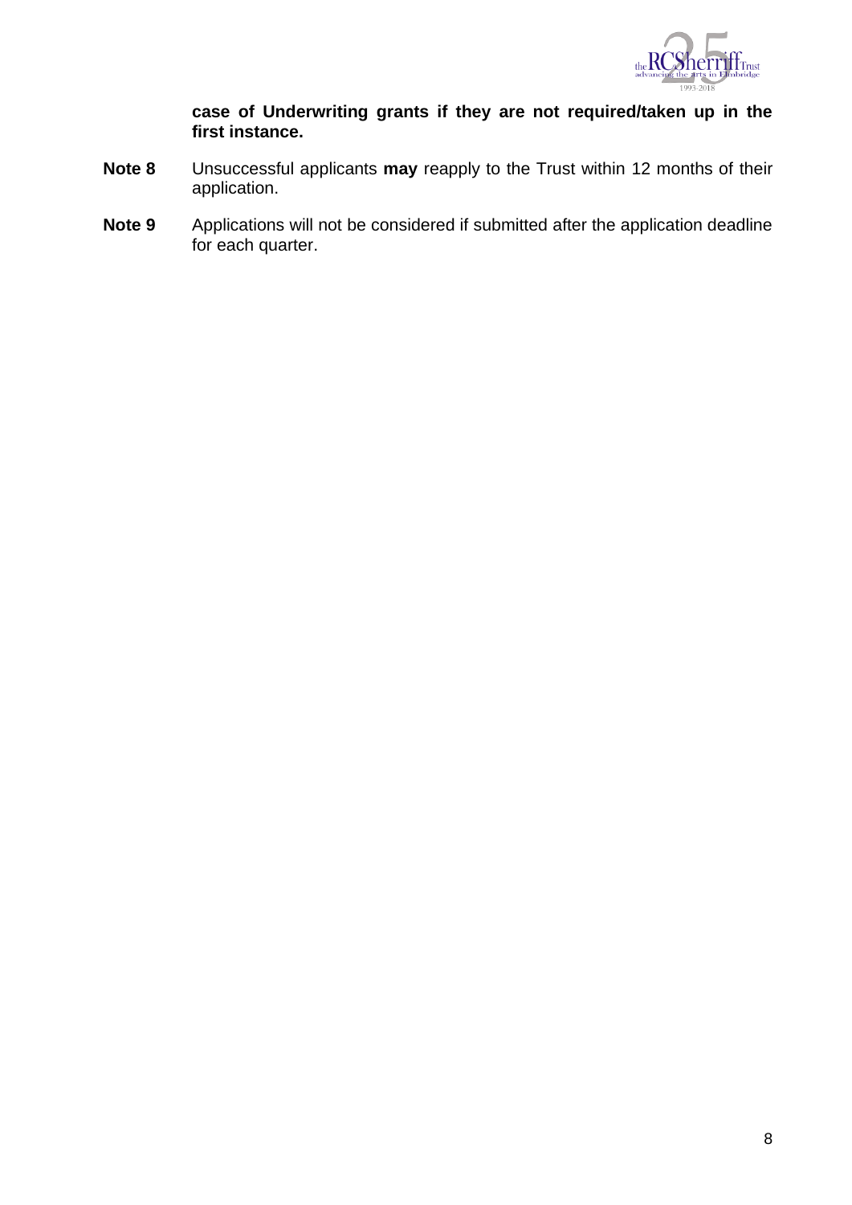**case of Underwriting grants if they are not required/taken up in the first instance.**

**Note 8** Unsuccessful applicants **may** reapply to the Trust within 12 months of their application.

**Note 9** Applications will not be considered if submitted after the application deadline for each quarter.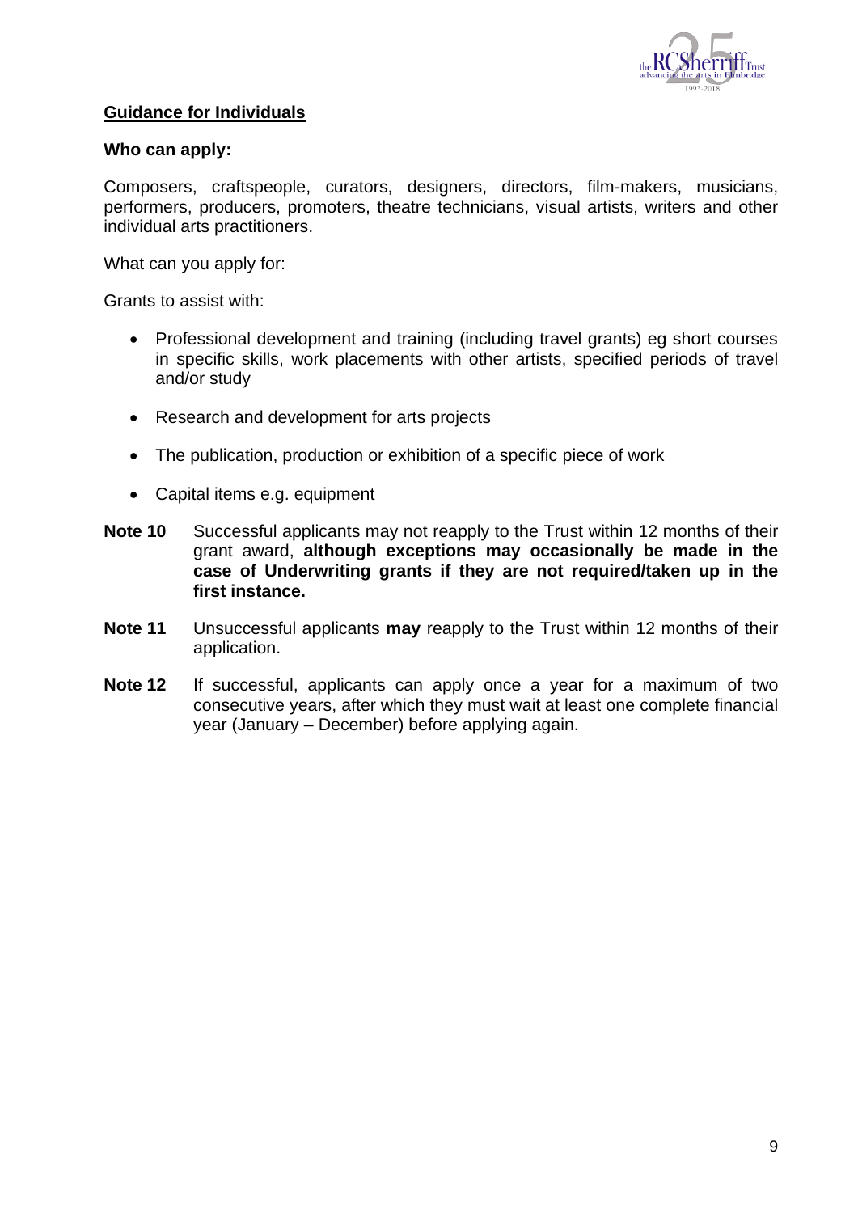## <u>Guidance for Individuals</u>

**Who can apply:**

Composers, craftspeople, curators, designers, directors, film-makers, musicians, performers, producers, promoters, theatre technicians, visual artists, writers and other individual arts practitioners.

What can you apply for:

Grants to assist with:

- Professional development and training (including travel grants) eg short courses in specific skills, work placements with other artists, specified periods of travel and/or study
- Research and development for arts projects
- The publication, production or exhibition of a specific piece of work
- Capital items e.g. equipment

**Note 10** Successful applicants may not reapply to the Trust within 12 months of their grant award, **although exceptions may occasionally be made in the case of Underwriting grants if they are not required/taken up in the first instance.**

**Note 11** Unsuccessful applicants **may** reapply to the Trust within 12 months of their application.

**Note 12** If successful, applicants can apply once a year for a maximum of two consecutive years, after which they must wait at least one complete financial year (January – December) before applying again.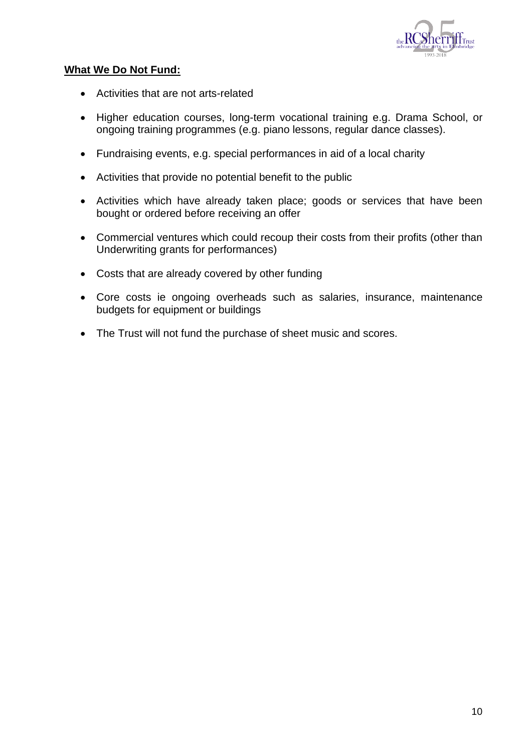**What We Do Not Fund:**

- Activities that are not arts-related
- Higher education courses, long-term vocational training e.g. Drama School, or ongoing training programmes (e.g. piano lessons, regular dance classes).
- Fundraising events, e.g. special performances in aid of a local charity
- Activities that provide no potential benefit to the public
- Activities which have already taken place; goods or services that have been bought or ordered before receiving an offer
- Commercial ventures which could recoup their costs from their profits (other than Underwriting grants for performances)
- Costs that are already covered by other funding
- Core costs ie ongoing overheads such as salaries, insurance, maintenance budgets for equipment or buildings
- The Trust will not fund the purchase of sheet music and scores.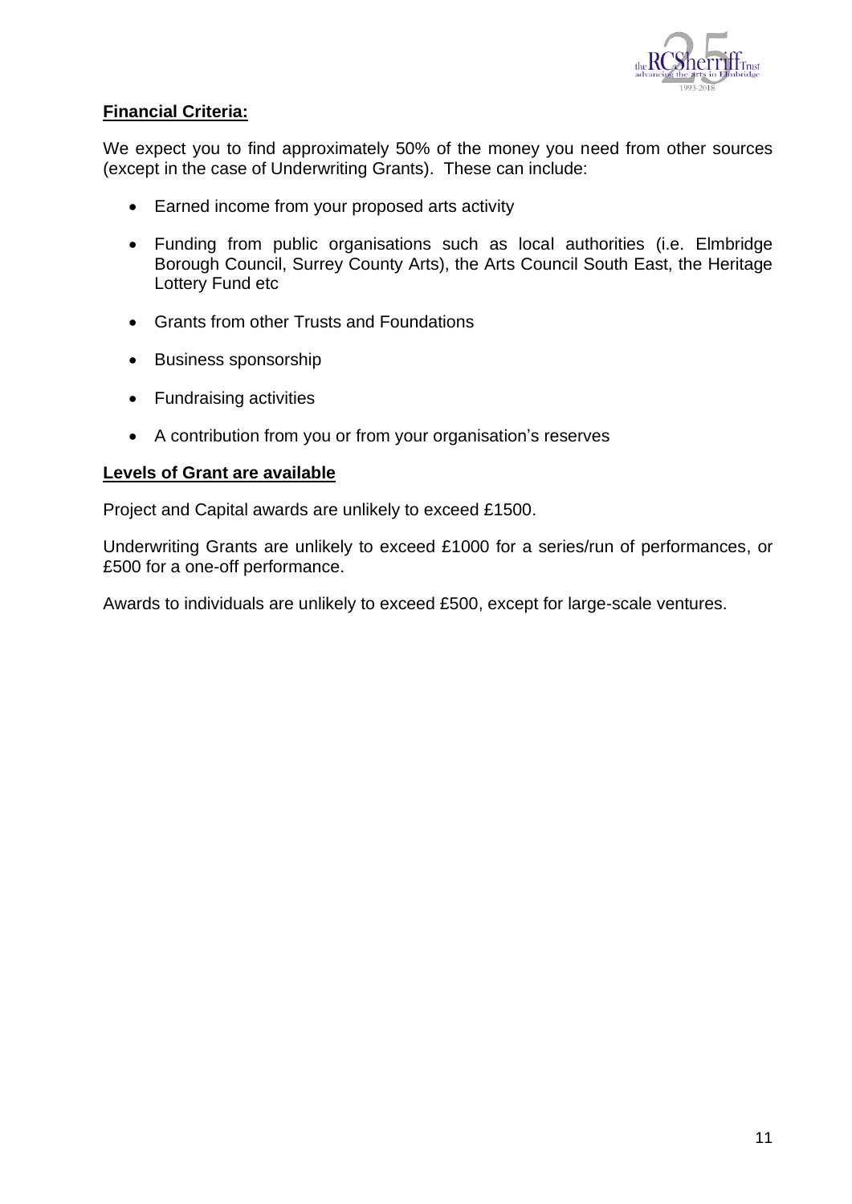**Financial Criteria:**

We expect you to find approximately 50% of the money you need from other sources (except in the case of Underwriting Grants). These can include:

- Earned income from your proposed arts activity
- Funding from public organisations such as local authorities (i.e. Elmbridge Borough Council, Surrey County Arts), the Arts Council South East, the Heritage Lottery Fund etc
- Grants from other Trusts and Foundations
- Business sponsorship
- Fundraising activities
- A contribution from you or from your organisation's reserves

**Levels of Grant are available**

Project and Capital awards are unlikely to exceed £1500.

Underwriting Grants are unlikely to exceed £1000 for a series/run of performances, or £500 for a one-off performance.

Awards to individuals are unlikely to exceed £500, except for large-scale ventures.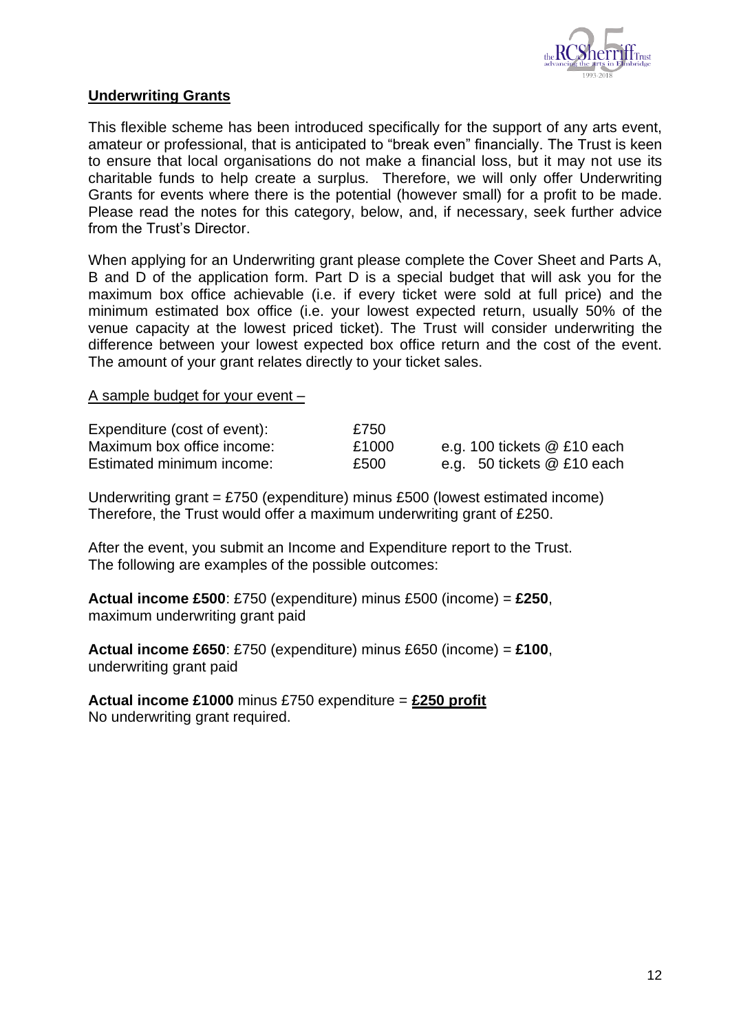## Underwriting Grants

This flexible scheme has been introduced specifically for the support of any arts event, amateur or professional, that is anticipated to "break even" financially. The Trust is keen to ensure that local organisations do not make a financial loss, but it may not use its charitable funds to help create a surplus. Therefore, we will only offer Underwriting Grants for events where there is the potential (however small) for a profit to be made. Please read the notes for this category, below, and, if necessary, seek further advice from the Trust's Director.

When applying for an Underwriting grant please complete the Cover Sheet and Parts A, B and D of the application form. Part D is a special budget that will ask you for the maximum box office achievable (i.e. if every ticket were sold at full price) and the minimum estimated box office (i.e. your lowest expected return, usually 50% of the venue capacity at the lowest priced ticket). The Trust will consider underwriting the difference between your lowest expected box office return and the cost of the event. The amount of your grant relates directly to your ticket sales.

<u>A sample budget for your event –</u>

| | | |
|---|---|---|
| Expenditure (cost of event): | £750 | |
| Maximum box office income: | £1000 | e.g. 100 tickets @ £10 each |
| Estimated minimum income: | £500 | e.g. 50 tickets @ £10 each |

Underwriting grant = £750 (expenditure) minus £500 (lowest estimated income)
Therefore, the Trust would offer a maximum underwriting grant of £250.

After the event, you submit an Income and Expenditure report to the Trust.
The following are examples of the possible outcomes:

**Actual income £500**: £750 (expenditure) minus £500 (income) = **£250**,
maximum underwriting grant paid

**Actual income £650**: £750 (expenditure) minus £650 (income) = **£100**,
underwriting grant paid

**Actual income £1000** minus £750 expenditure = **<u>£250 profit</u>**
No underwriting grant required.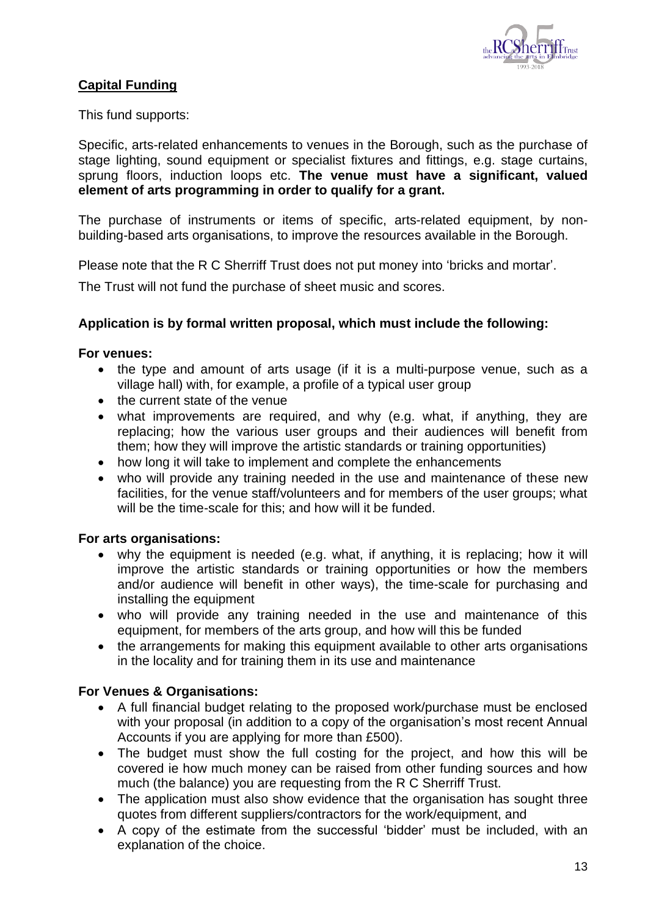## Capital Funding

This fund supports:

Specific, arts-related enhancements to venues in the Borough, such as the purchase of stage lighting, sound equipment or specialist fixtures and fittings, e.g. stage curtains, sprung floors, induction loops etc. **The venue must have a significant, valued element of arts programming in order to qualify for a grant.**

The purchase of instruments or items of specific, arts-related equipment, by non-building-based arts organisations, to improve the resources available in the Borough.

Please note that the R C Sherriff Trust does not put money into 'bricks and mortar'.

The Trust will not fund the purchase of sheet music and scores.

**Application is by formal written proposal, which must include the following:**

**For venues:**

- the type and amount of arts usage (if it is a multi-purpose venue, such as a village hall) with, for example, a profile of a typical user group
- the current state of the venue
- what improvements are required, and why (e.g. what, if anything, they are replacing; how the various user groups and their audiences will benefit from them; how they will improve the artistic standards or training opportunities)
- how long it will take to implement and complete the enhancements
- who will provide any training needed in the use and maintenance of these new facilities, for the venue staff/volunteers and for members of the user groups; what will be the time-scale for this; and how will it be funded.

**For arts organisations:**

- why the equipment is needed (e.g. what, if anything, it is replacing; how it will improve the artistic standards or training opportunities or how the members and/or audience will benefit in other ways), the time-scale for purchasing and installing the equipment
- who will provide any training needed in the use and maintenance of this equipment, for members of the arts group, and how will this be funded
- the arrangements for making this equipment available to other arts organisations in the locality and for training them in its use and maintenance

**For Venues & Organisations:**

- A full financial budget relating to the proposed work/purchase must be enclosed with your proposal (in addition to a copy of the organisation's most recent Annual Accounts if you are applying for more than £500).
- The budget must show the full costing for the project, and how this will be covered ie how much money can be raised from other funding sources and how much (the balance) you are requesting from the R C Sherriff Trust.
- The application must also show evidence that the organisation has sought three quotes from different suppliers/contractors for the work/equipment, and
- A copy of the estimate from the successful 'bidder' must be included, with an explanation of the choice.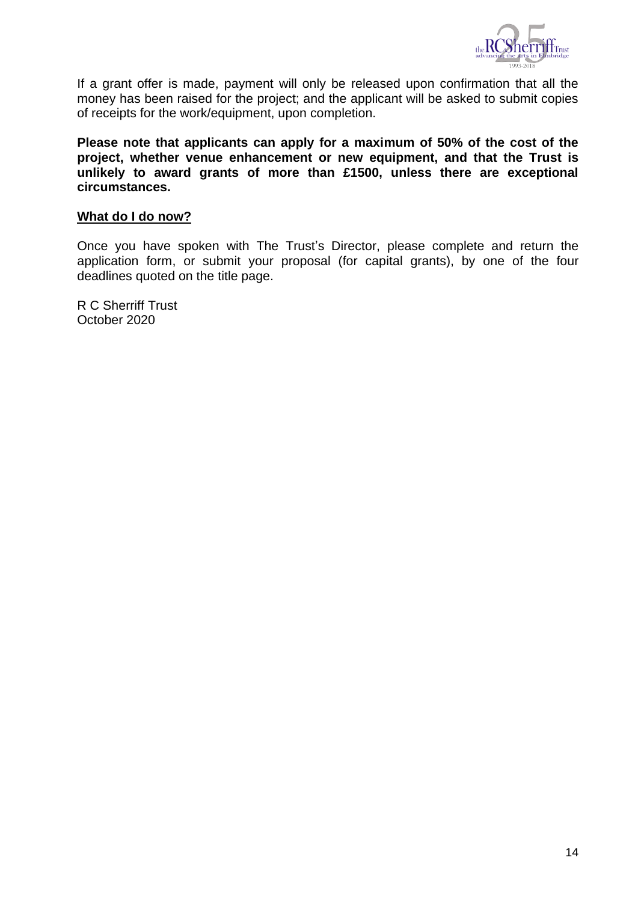If a grant offer is made, payment will only be released upon confirmation that all the money has been raised for the project; and the applicant will be asked to submit copies of receipts for the work/equipment, upon completion.

**Please note that applicants can apply for a maximum of 50% of the cost of the project, whether venue enhancement or new equipment, and that the Trust is unlikely to award grants of more than £1500, unless there are exceptional circumstances.**

## What do I do now?

Once you have spoken with The Trust's Director, please complete and return the application form, or submit your proposal (for capital grants), by one of the four deadlines quoted on the title page.

R C Sherriff Trust
October 2020